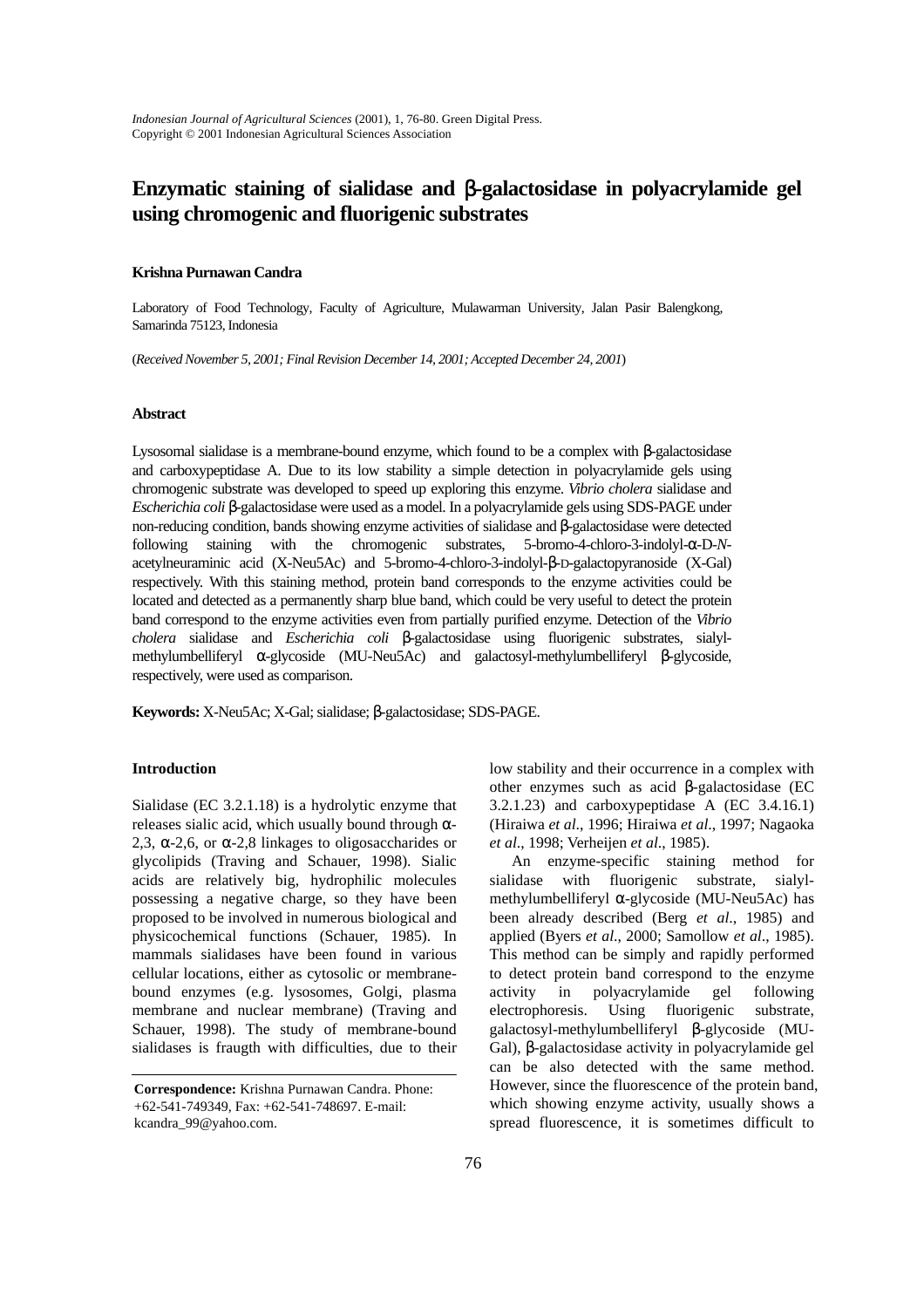*Indonesian Journal of Agricultural Sciences* (2001), 1, 76-80. Green Digital Press.
Copyright © 2001 Indonesian Agricultural Sciences Association

# Enzymatic staining of sialidase and β-galactosidase in polyacrylamide gel using chromogenic and fluorigenic substrates

**Krishna Purnawan Candra**

Laboratory of Food Technology, Faculty of Agriculture, Mulawarman University, Jalan Pasir Balengkong, Samarinda 75123, Indonesia

(*Received November 5, 2001; Final Revision December 14, 2001; Accepted December 24, 2001*)

## Abstract

Lysosomal sialidase is a membrane-bound enzyme, which found to be a complex with β-galactosidase and carboxypeptidase A. Due to its low stability a simple detection in polyacrylamide gels using chromogenic substrate was developed to speed up exploring this enzyme. *Vibrio cholera* sialidase and *Escherichia coli* β-galactosidase were used as a model. In a polyacrylamide gels using SDS-PAGE under non-reducing condition, bands showing enzyme activities of sialidase and β-galactosidase were detected following staining with the chromogenic substrates, 5-bromo-4-chloro-3-indolyl-α-D-*N*-acetylneuraminic acid (X-Neu5Ac) and 5-bromo-4-chloro-3-indolyl-β-D-galactopyranoside (X-Gal) respectively. With this staining method, protein band corresponds to the enzyme activities could be located and detected as a permanently sharp blue band, which could be very useful to detect the protein band correspond to the enzyme activities even from partially purified enzyme. Detection of the *Vibrio cholera* sialidase and *Escherichia coli* β-galactosidase using fluorigenic substrates, sialyl-methylumbelliferyl α-glycoside (MU-Neu5Ac) and galactosyl-methylumbelliferyl β-glycoside, respectively, were used as comparison.

**Keywords:** X-Neu5Ac; X-Gal; sialidase; β-galactosidase; SDS-PAGE.

## Introduction

Sialidase (EC 3.2.1.18) is a hydrolytic enzyme that releases sialic acid, which usually bound through α-2,3, α-2,6, or α-2,8 linkages to oligosaccharides or glycolipids (Traving and Schauer, 1998). Sialic acids are relatively big, hydrophilic molecules possessing a negative charge, so they have been proposed to be involved in numerous biological and physicochemical functions (Schauer, 1985). In mammals sialidases have been found in various cellular locations, either as cytosolic or membrane-bound enzymes (e.g. lysosomes, Golgi, plasma membrane and nuclear membrane) (Traving and Schauer, 1998). The study of membrane-bound sialidases is fraugth with difficulties, due to their low stability and their occurrence in a complex with other enzymes such as acid β-galactosidase (EC 3.2.1.23) and carboxypeptidase A (EC 3.4.16.1) (Hiraiwa *et al*., 1996; Hiraiwa *et al*., 1997; Nagaoka *et al*., 1998; Verheijen *et al*., 1985).

An enzyme-specific staining method for sialidase with fluorigenic substrate, sialyl-methylumbelliferyl α-glycoside (MU-Neu5Ac) has been already described (Berg *et al*., 1985) and applied (Byers *et al*., 2000; Samollow *et al*., 1985). This method can be simply and rapidly performed to detect protein band correspond to the enzyme activity in polyacrylamide gel following electrophoresis. Using fluorigenic substrate, galactosyl-methylumbelliferyl β-glycoside (MU-Gal), β-galactosidase activity in polyacrylamide gel can be also detected with the same method. However, since the fluorescence of the protein band, which showing enzyme activity, usually shows a spread fluorescence, it is sometimes difficult to

**Correspondence:** Krishna Purnawan Candra. Phone: +62-541-749349, Fax: +62-541-748697. E-mail: kcandra_99@yahoo.com.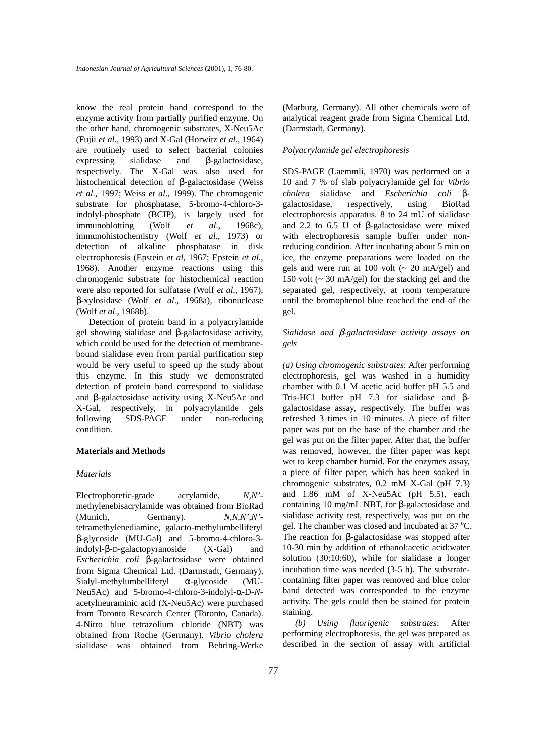know the real protein band correspond to the enzyme activity from partially purified enzyme. On the other hand, chromogenic substrates, X-Neu5Ac (Fujii *et al*., 1993) and X-Gal (Horwitz *et al*., 1964) are routinely used to select bacterial colonies expressing sialidase and β-galactosidase, respectively. The X-Gal was also used for histochemical detection of β-galactosidase (Weiss *et al*., 1997; Weiss *et al*., 1999). The chromogenic substrate for phosphatase, 5-bromo-4-chloro-3-indolyl-phosphate (BCIP), is largely used for immunoblotting (Wolf *et al*., 1968c), immunohistochemistry (Wolf *et al*., 1973) or detection of alkaline phosphatase in disk electrophoresis (Epstein *et al*, 1967; Epstein *et al*., 1968). Another enzyme reactions using this chromogenic substrate for histochemical reaction were also reported for sulfatase (Wolf *et al*., 1967), β-xylosidase (Wolf *et al*., 1968a), ribonuclease (Wolf *et al*., 1968b).

Detection of protein band in a polyacrylamide gel showing sialidase and β-galactosidase activity, which could be used for the detection of membrane-bound sialidase even from partial purification step would be very useful to speed up the study about this enzyme. In this study we demonstrated detection of protein band correspond to sialidase and β-galactosidase activity using X-Neu5Ac and X-Gal, respectively, in polyacrylamide gels following SDS-PAGE under non-reducing condition.

## Materials and Methods

### *Materials*

Electrophoretic-grade acrylamide, *N,N'*-methylenebisacrylamide was obtained from BioRad (Munich, Germany). *N,N,N',N'*-tetramethylenediamine, galacto-methylumbelliferyl β-glycoside (MU-Gal) and 5-bromo-4-chloro-3-indolyl-β-D-galactopyranoside (X-Gal) and *Escherichia coli* β-galactosidase were obtained from Sigma Chemical Ltd. (Darmstadt, Germany), Sialyl-methylumbelliferyl α-glycoside (MU-Neu5Ac) and 5-bromo-4-chloro-3-indolyl-α-D-*N*-acetylneuraminic acid (X-Neu5Ac) were purchased from Toronto Research Center (Toronto, Canada). 4-Nitro blue tetrazolium chloride (NBT) was obtained from Roche (Germany). *Vibrio cholera* sialidase was obtained from Behring-Werke (Marburg, Germany). All other chemicals were of analytical reagent grade from Sigma Chemical Ltd. (Darmstadt, Germany).

### *Polyacrylamide gel electrophoresis*

SDS-PAGE (Laemmli, 1970) was performed on a 10 and 7 % of slab polyacrylamide gel for *Vibrio cholera* sialidase and *Escherichia coli* β-galactosidase, respectively, using BioRad electrophoresis apparatus. 8 to 24 mU of sialidase and 2.2 to 6.5 U of β-galactosidase were mixed with electrophoresis sample buffer under non-reducing condition. After incubating about 5 min on ice, the enzyme preparations were loaded on the gels and were run at 100 volt (~ 20 mA/gel) and 150 volt (~ 30 mA/gel) for the stacking gel and the separated gel, respectively, at room temperature until the bromophenol blue reached the end of the gel.

### *Sialidase and β-galactosidase activity assays on gels*

*(a) Using chromogenic substrates*: After performing electrophoresis, gel was washed in a humidity chamber with 0.1 M acetic acid buffer pH 5.5 and Tris-HCl buffer pH 7.3 for sialidase and β-galactosidase assay, respectively. The buffer was refreshed 3 times in 10 minutes. A piece of filter paper was put on the base of the chamber and the gel was put on the filter paper. After that, the buffer was removed, however, the filter paper was kept wet to keep chamber humid. For the enzymes assay, a piece of filter paper, which has been soaked in chromogenic substrates, 0.2 mM X-Gal (pH 7.3) and 1.86 mM of X-Neu5Ac (pH 5.5), each containing 10 mg/mL NBT, for β-galactosidase and sialidase activity test, respectively, was put on the gel. The chamber was closed and incubated at 37 °C. The reaction for β-galactosidase was stopped after 10-30 min by addition of ethanol:acetic acid:water solution (30:10:60), while for sialidase a longer incubation time was needed (3-5 h). The substrate-containing filter paper was removed and blue color band detected was corresponded to the enzyme activity. The gels could then be stained for protein staining.

*(b) Using fluorigenic substrates*: After performing electrophoresis, the gel was prepared as described in the section of assay with artificial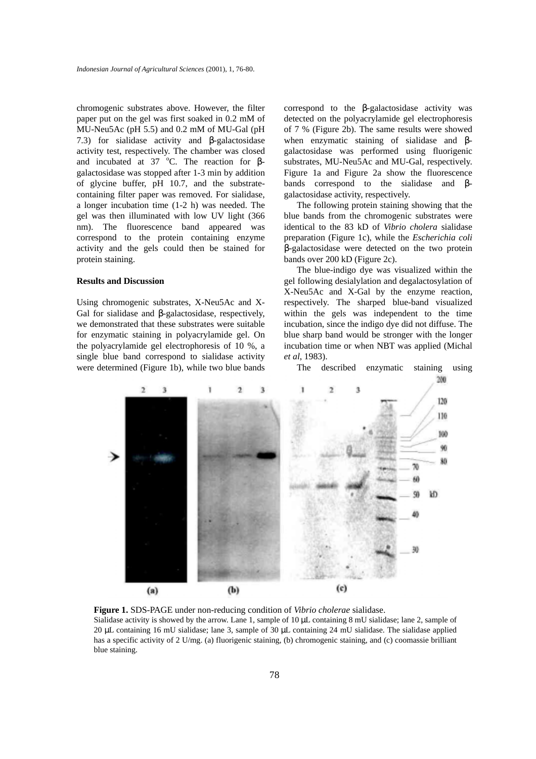chromogenic substrates above. However, the filter paper put on the gel was first soaked in 0.2 mM of MU-Neu5Ac (pH 5.5) and 0.2 mM of MU-Gal (pH 7.3) for sialidase activity and β-galactosidase activity test, respectively. The chamber was closed and incubated at 37 $^{o}$C. The reaction for β-galactosidase was stopped after 1-3 min by addition of glycine buffer, pH 10.7, and the substrate-containing filter paper was removed. For sialidase, a longer incubation time (1-2 h) was needed. The gel was then illuminated with low UV light (366 nm). The fluorescence band appeared was correspond to the protein containing enzyme activity and the gels could then be stained for protein staining.

## Results and Discussion

Using chromogenic substrates, X-Neu5Ac and X-Gal for sialidase and β-galactosidase, respectively, we demonstrated that these substrates were suitable for enzymatic staining in polyacrylamide gel. On the polyacrylamide gel electrophoresis of 10 %, a single blue band correspond to sialidase activity were determined (Figure 1b), while two blue bands correspond to the β-galactosidase activity was detected on the polyacrylamide gel electrophoresis of 7 % (Figure 2b). The same results were showed when enzymatic staining of sialidase and β-galactosidase was performed using fluorigenic substrates, MU-Neu5Ac and MU-Gal, respectively. Figure 1a and Figure 2a show the fluorescence bands correspond to the sialidase and β-galactosidase activity, respectively.

The following protein staining showing that the blue bands from the chromogenic substrates were identical to the 83 kD of *Vibrio cholera* sialidase preparation (Figure 1c), while the *Escherichia coli* β-galactosidase were detected on the two protein bands over 200 kD (Figure 2c).

The blue-indigo dye was visualized within the gel following desialylation and degalactosylation of X-Neu5Ac and X-Gal by the enzyme reaction, respectively. The sharped blue-band visualized within the gels was independent to the time incubation, since the indigo dye did not diffuse. The blue sharp band would be stronger with the longer incubation time or when NBT was applied (Michal *et al*, 1983).

The described enzymatic staining using

**Figure 1.** SDS-PAGE under non-reducing condition of *Vibrio cholerae* sialidase.
Sialidase activity is showed by the arrow. Lane 1, sample of 10 μL containing 8 mU sialidase; lane 2, sample of 20 μL containing 16 mU sialidase; lane 3, sample of 30 μL containing 24 mU sialidase. The sialidase applied has a specific activity of 2 U/mg. (a) fluorigenic staining, (b) chromogenic staining, and (c) coomassie brilliant blue staining.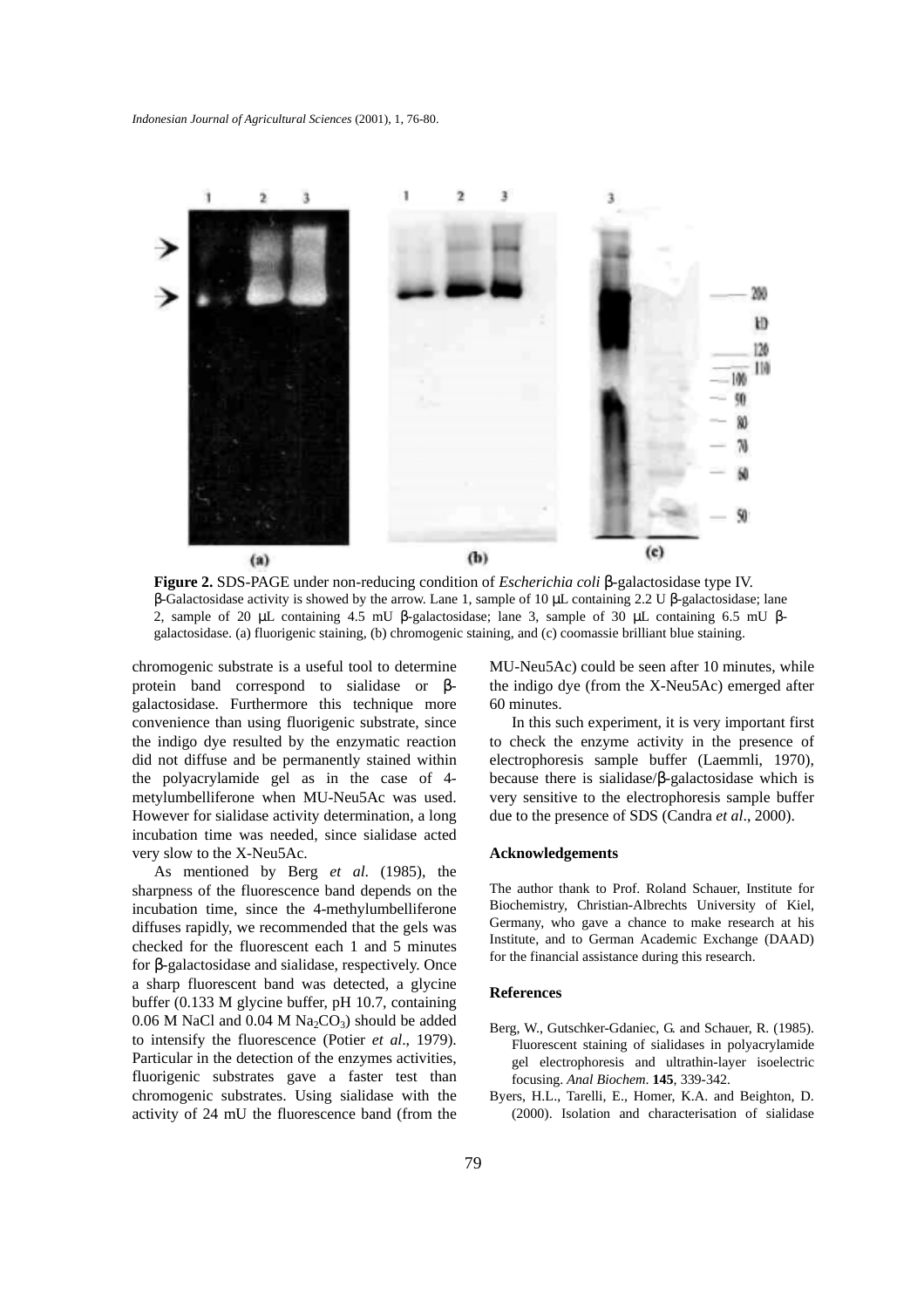**Figure 2.** SDS-PAGE under non-reducing condition of *Escherichia coli* β-galactosidase type IV. β-Galactosidase activity is showed by the arrow. Lane 1, sample of 10 μL containing 2.2 U β-galactosidase; lane 2, sample of 20 μL containing 4.5 mU β-galactosidase; lane 3, sample of 30 μL containing 6.5 mU β-galactosidase. (a) fluorigenic staining, (b) chromogenic staining, and (c) coomassie brilliant blue staining.

chromogenic substrate is a useful tool to determine protein band correspond to sialidase or β-galactosidase. Furthermore this technique more convenience than using fluorigenic substrate, since the indigo dye resulted by the enzymatic reaction did not diffuse and be permanently stained within the polyacrylamide gel as in the case of 4-metylumbelliferone when MU-Neu5Ac was used. However for sialidase activity determination, a long incubation time was needed, since sialidase acted very slow to the X-Neu5Ac.

As mentioned by Berg *et al.* (1985), the sharpness of the fluorescence band depends on the incubation time, since the 4-methylumbelliferone diffuses rapidly, we recommended that the gels was checked for the fluorescent each 1 and 5 minutes for β-galactosidase and sialidase, respectively. Once a sharp fluorescent band was detected, a glycine buffer (0.133 M glycine buffer, pH 10.7, containing 0.06 M NaCl and 0.04 M $Na_2CO_3$) should be added to intensify the fluorescence (Potier *et al*., 1979). Particular in the detection of the enzymes activities, fluorigenic substrates gave a faster test than chromogenic substrates. Using sialidase with the activity of 24 mU the fluorescence band (from the MU-Neu5Ac) could be seen after 10 minutes, while the indigo dye (from the X-Neu5Ac) emerged after 60 minutes.

In this such experiment, it is very important first to check the enzyme activity in the presence of electrophoresis sample buffer (Laemmli, 1970), because there is sialidase/β-galactosidase which is very sensitive to the electrophoresis sample buffer due to the presence of SDS (Candra *et al*., 2000).

## Acknowledgements

The author thank to Prof. Roland Schauer, Institute for Biochemistry, Christian-Albrechts University of Kiel, Germany, who gave a chance to make research at his Institute, and to German Academic Exchange (DAAD) for the financial assistance during this research.

## References

Berg, W., Gutschker-Gdaniec, G. and Schauer, R. (1985). Fluorescent staining of sialidases in polyacrylamide gel electrophoresis and ultrathin-layer isoelectric focusing. *Anal Biochem*. **145**, 339-342.

Byers, H.L., Tarelli, E., Homer, K.A. and Beighton, D. (2000). Isolation and characterisation of sialidase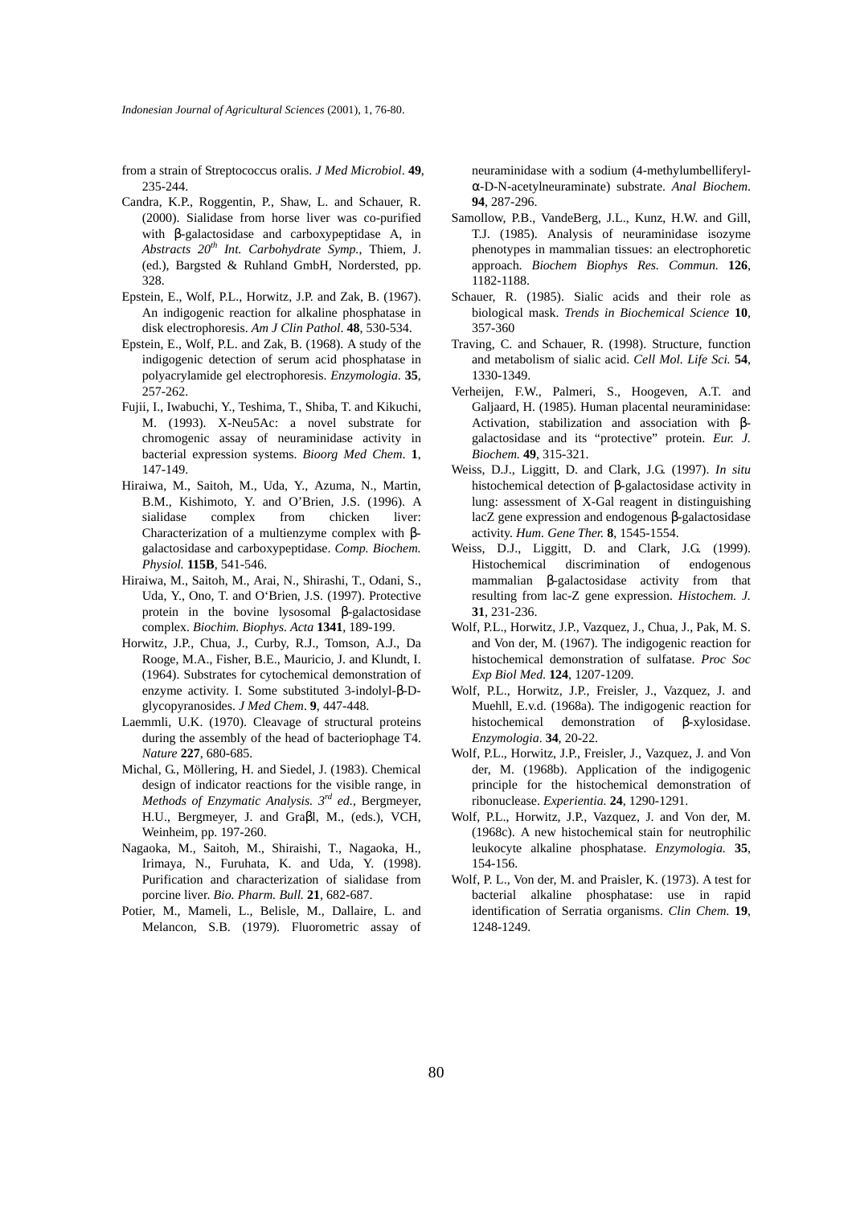from a strain of Streptococcus oralis. *J Med Microbiol*. **49**, 235-244.

Candra, K.P., Roggentin, P., Shaw, L. and Schauer, R. (2000). Sialidase from horse liver was co-purified with β-galactosidase and carboxypeptidase A, in *Abstracts 20th Int. Carbohydrate Symp.*, Thiem, J. (ed.), Bargsted & Ruhland GmbH, Nordersted, pp. 328.

Epstein, E., Wolf, P.L., Horwitz, J.P. and Zak, B. (1967). An indigogenic reaction for alkaline phosphatase in disk electrophoresis. *Am J Clin Pathol*. **48**, 530-534.

Epstein, E., Wolf, P.L. and Zak, B. (1968). A study of the indigogenic detection of serum acid phosphatase in polyacrylamide gel electrophoresis. *Enzymologia.* **35**, 257-262.

Fujii, I., Iwabuchi, Y., Teshima, T., Shiba, T. and Kikuchi, M. (1993). X-Neu5Ac: a novel substrate for chromogenic assay of neuraminidase activity in bacterial expression systems. *Bioorg Med Chem*. **1**, 147-149.

Hiraiwa, M., Saitoh, M., Uda, Y., Azuma, N., Martin, B.M., Kishimoto, Y. and O'Brien, J.S. (1996). A sialidase complex from chicken liver: Characterization of a multienzyme complex with β-galactosidase and carboxypeptidase. *Comp. Biochem. Physiol.* **115B**, 541-546.

Hiraiwa, M., Saitoh, M., Arai, N., Shirashi, T., Odani, S., Uda, Y., Ono, T. and O'Brien, J.S. (1997). Protective protein in the bovine lysosomal β-galactosidase complex. *Biochim. Biophys. Acta* **1341**, 189-199.

Horwitz, J.P., Chua, J., Curby, R.J., Tomson, A.J., Da Rooge, M.A., Fisher, B.E., Mauricio, J. and Klundt, I. (1964). Substrates for cytochemical demonstration of enzyme activity. I. Some substituted 3-indolyl-β-D-glycopyranosides. *J Med Chem*. **9**, 447-448.

Laemmli, U.K. (1970). Cleavage of structural proteins during the assembly of the head of bacteriophage T4. *Nature* **227**, 680-685.

Michal, G., Möllering, H. and Siedel, J. (1983). Chemical design of indicator reactions for the visible range, in *Methods of Enzymatic Analysis. 3rd ed.*, Bergmeyer, H.U., Bergmeyer, J. and Graβl, M., (eds.), VCH, Weinheim, pp. 197-260.

Nagaoka, M., Saitoh, M., Shiraishi, T., Nagaoka, H., Irimaya, N., Furuhata, K. and Uda, Y. (1998). Purification and characterization of sialidase from porcine liver. *Bio. Pharm. Bull.* **21**, 682-687.

Potier, M., Mameli, L., Belisle, M., Dallaire, L. and Melancon, S.B. (1979). Fluorometric assay of neuraminidase with a sodium (4-methylumbelliferyl-α-D-N-acetylneuraminate) substrate. *Anal Biochem*. **94**, 287-296.

Samollow, P.B., VandeBerg, J.L., Kunz, H.W. and Gill, T.J. (1985). Analysis of neuraminidase isozyme phenotypes in mammalian tissues: an electrophoretic approach. *Biochem Biophys Res. Commun.* **126**, 1182-1188.

Schauer, R. (1985). Sialic acids and their role as biological mask. *Trends in Biochemical Science* **10**, 357-360

Traving, C. and Schauer, R. (1998). Structure, function and metabolism of sialic acid. *Cell Mol. Life Sci.* **54**, 1330-1349.

Verheijen, F.W., Palmeri, S., Hoogeven, A.T. and Galjaard, H. (1985). Human placental neuraminidase: Activation, stabilization and association with β-galactosidase and its "protective" protein. *Eur. J. Biochem.* **49**, 315-321.

Weiss, D.J., Liggitt, D. and Clark, J.G. (1997). *In situ* histochemical detection of β-galactosidase activity in lung: assessment of X-Gal reagent in distinguishing lacZ gene expression and endogenous β-galactosidase activity. *Hum. Gene Ther.* **8**, 1545-1554.

Weiss, D.J., Liggitt, D. and Clark, J.G. (1999). Histochemical discrimination of endogenous mammalian β-galactosidase activity from that resulting from lac-Z gene expression. *Histochem. J.* **31**, 231-236.

Wolf, P.L., Horwitz, J.P., Vazquez, J., Chua, J., Pak, M. S. and Von der, M. (1967). The indigogenic reaction for histochemical demonstration of sulfatase. *Proc Soc Exp Biol Med.* **124**, 1207-1209.

Wolf, P.L., Horwitz, J.P., Freisler, J., Vazquez, J. and Muehll, E.v.d. (1968a). The indigogenic reaction for histochemical demonstration of β-xylosidase. *Enzymologia*. **34**, 20-22.

Wolf, P.L., Horwitz, J.P., Freisler, J., Vazquez, J. and Von der, M. (1968b). Application of the indigogenic principle for the histochemical demonstration of ribonuclease. *Experientia.* **24**, 1290-1291.

Wolf, P.L., Horwitz, J.P., Vazquez, J. and Von der, M. (1968c). A new histochemical stain for neutrophilic leukocyte alkaline phosphatase. *Enzymologia.* **35**, 154-156.

Wolf, P. L., Von der, M. and Praisler, K. (1973). A test for bacterial alkaline phosphatase: use in rapid identification of Serratia organisms. *Clin Chem.* **19**, 1248-1249.